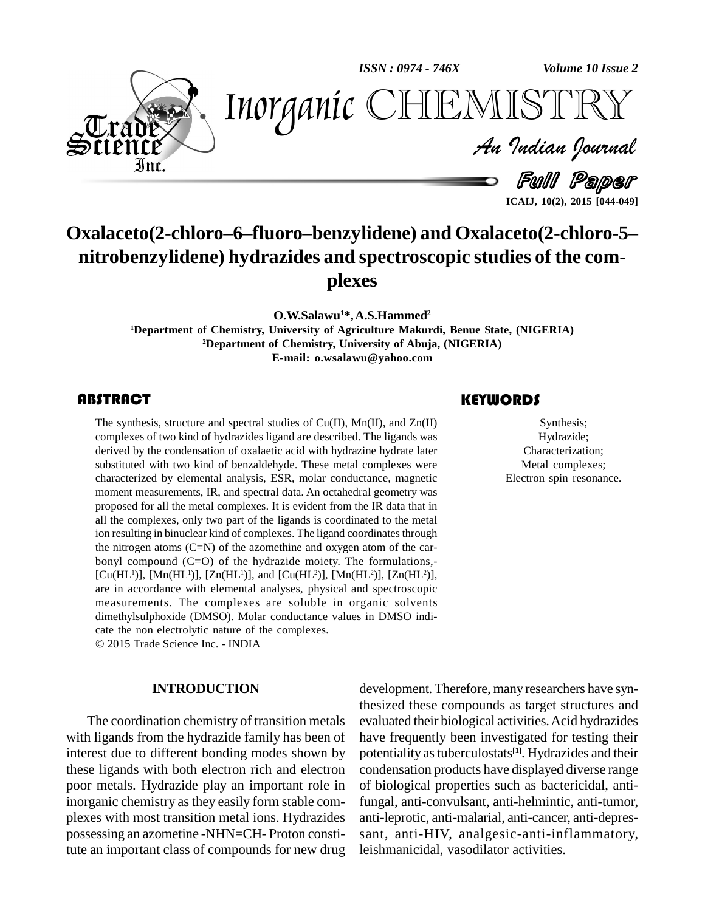# Oxalaceto(2-chloro–6–fluoro–benzylidene) and Oxalaceto(2-chloro-5–nitrobenzylidene) hydrazides and spectroscopic studies of the complexes

**O.W.Salawu[1]*, A.S.Hammed[2]**

[1]Department of Chemistry, University of Agriculture Makurdi, Benue State, (NIGERIA)
[2]Department of Chemistry, University of Abuja, (NIGERIA)
E-mail: o.wsalawu@yahoo.com

## ABSTRACT

The synthesis, structure and spectral studies of Cu(II), Mn(II), and Zn(II) complexes of two kind of hydrazides ligand are described. The ligands was derived by the condensation of oxalaetic acid with hydrazine hydrate later substituted with two kind of benzaldehyde. These metal complexes were characterized by elemental analysis, ESR, molar conductance, magnetic moment measurements, IR, and spectral data. An octahedral geometry was proposed for all the metal complexes. It is evident from the IR data that in all the complexes, only two part of the ligands is coordinated to the metal ion resulting in binuclear kind of complexes. The ligand coordinates through the nitrogen atoms (C=N) of the azomethine and oxygen atom of the carbonyl compound (C=O) of the hydrazide moiety. The formulations,- [Cu($HL^1$)], [Mn($HL^1$)], [Zn($HL^1$)], and [Cu($HL^2$)], [Mn($HL^2$)], [Zn($HL^2$)], are in accordance with elemental analyses, physical and spectroscopic measurements. The complexes are soluble in organic solvents dimethylsulphoxide (DMSO). Molar conductance values in DMSO indicate the non electrolytic nature of the complexes.

© 2015 Trade Science Inc. - INDIA

## KEYWORDS

Synthesis;
Hydrazide;
Characterization;
Metal complexes;
Electron spin resonance.

## INTRODUCTION

The coordination chemistry of transition metals with ligands from the hydrazide family has been of interest due to different bonding modes shown by these ligands with both electron rich and electron poor metals. Hydrazide play an important role in inorganic chemistry as they easily form stable complexes with most transition metal ions. Hydrazides possessing an azometine -NHN=CH- Proton constitute an important class of compounds for new drug development. Therefore, many researchers have synthesized these compounds as target structures and evaluated their biological activities. Acid hydrazides have frequently been investigated for testing their potentiality as tuberculostats[1]. Hydrazides and their condensation products have displayed diverse range of biological properties such as bactericidal, antifungal, anti-convulsant, anti-helmintic, anti-tumor, anti-leprotic, anti-malarial, anti-cancer, anti-depressant, anti-HIV, analgesic-anti-inflammatory, leishmanicidal, vasodilator activities.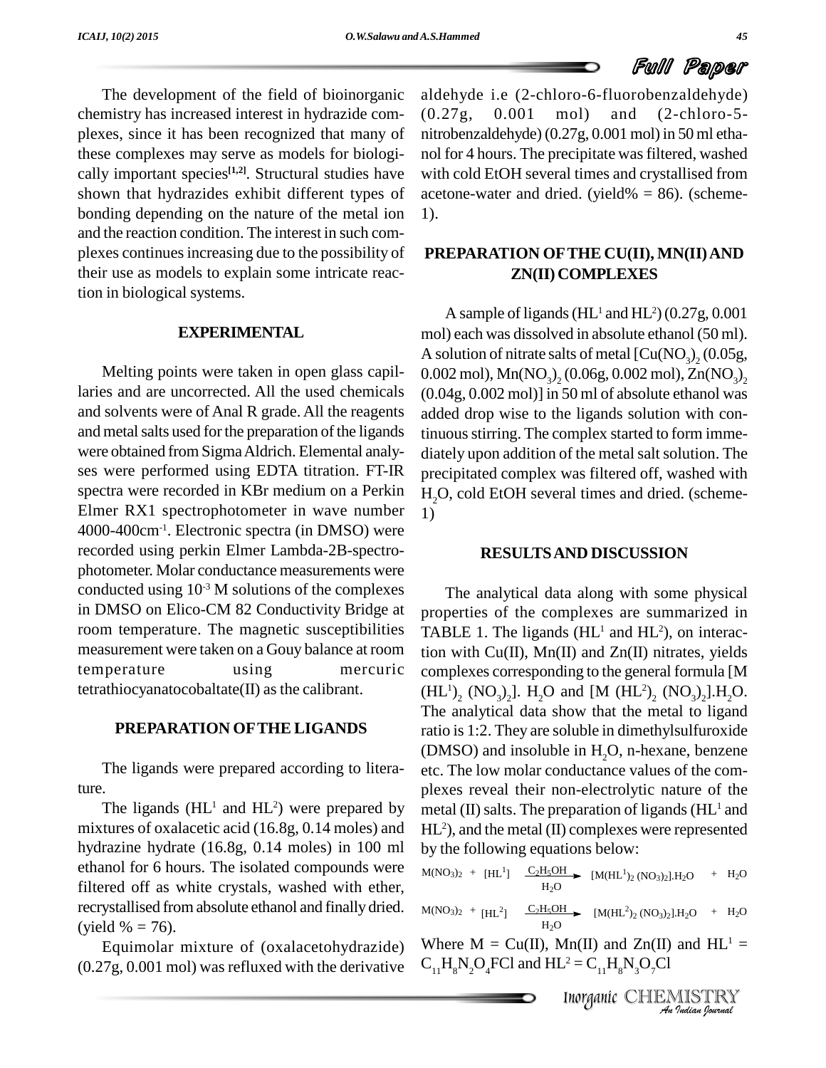The development of the field of bioinorganic chemistry has increased interest in hydrazide complexes, since it has been recognized that many of these complexes may serve as models for biologically important species[1,2]. Structural studies have shown that hydrazides exhibit different types of bonding depending on the nature of the metal ion and the reaction condition. The interest in such complexes continues increasing due to the possibility of their use as models to explain some intricate reaction in biological systems.

## EXPERIMENTAL

Melting points were taken in open glass capillaries and are uncorrected. All the used chemicals and solvents were of Anal R grade. All the reagents and metal salts used for the preparation of the ligands were obtained from Sigma Aldrich. Elemental analyses were performed using EDTA titration. FT-IR spectra were recorded in KBr medium on a Perkin Elmer RX1 spectrophotometer in wave number 4000-400cm$^{-1}$. Electronic spectra (in DMSO) were recorded using perkin Elmer Lambda-2B-spectrophotometer. Molar conductance measurements were conducted using $10^{-3}$ M solutions of the complexes in DMSO on Elico-CM 82 Conductivity Bridge at room temperature. The magnetic susceptibilities measurement were taken on a Gouy balance at room temperature using mercuric tetrathiocyanatocobaltate(II) as the calibrant.

## PREPARATION OF THE LIGANDS

The ligands were prepared according to literature.

The ligands ($HL^1$ and $HL^2$) were prepared by mixtures of oxalacetic acid (16.8g, 0.14 moles) and hydrazine hydrate (16.8g, 0.14 moles) in 100 ml ethanol for 6 hours. The isolated compounds were filtered off as white crystals, washed with ether, recrystallised from absolute ethanol and finally dried. (yield % = 76).

Equimolar mixture of (oxalacetohydrazide) (0.27g, 0.001 mol) was refluxed with the derivative aldehyde i.e (2-chloro-6-fluorobenzaldehyde) (0.27g, 0.001 mol) and (2-chloro-5-nitrobenzaldehyde) (0.27g, 0.001 mol) in 50 ml ethanol for 4 hours. The precipitate was filtered, washed with cold EtOH several times and crystallised from acetone-water and dried. (yield% = 86). (scheme-1).

## PREPARATION OF THE CU(II), MN(II) AND ZN(II) COMPLEXES

A sample of ligands ($HL^1$ and $HL^2$) (0.27g, 0.001 mol) each was dissolved in absolute ethanol (50 ml). A solution of nitrate salts of metal [$Cu(NO_3)_2$ (0.05g, 0.002 mol), $Mn(NO_3)_2$ (0.06g, 0.002 mol), $Zn(NO_3)_2$ (0.04g, 0.002 mol)] in 50 ml of absolute ethanol was added drop wise to the ligands solution with continuous stirring. The complex started to form immediately upon addition of the metal salt solution. The precipitated complex was filtered off, washed with $H_2O$, cold EtOH several times and dried. (scheme-1)

## RESULTS AND DISCUSSION

The analytical data along with some physical properties of the complexes are summarized in TABLE 1. The ligands ($HL^1$ and $HL^2$), on interaction with Cu(II), Mn(II) and Zn(II) nitrates, yields complexes corresponding to the general formula $[M(HL^1)_2(NO_3)_2].H_2O$ and $[M(HL^2)_2(NO_3)_2].H_2O$. The analytical data show that the metal to ligand ratio is 1:2. They are soluble in dimethylsulfuroxide (DMSO) and insoluble in $H_2O$, n-hexane, benzene etc. The low molar conductance values of the complexes reveal their non-electrolytic nature of the metal (II) salts. The preparation of ligands ($HL^1$ and $HL^2$), and the metal (II) complexes were represented by the following equations below:

$$M(NO_3)_2 + [HL^1] \xrightarrow[H_2O]{C_2H_5OH} [M(HL^1)_2(NO_3)_2].H_2O + H_2O$$

$$M(NO_3)_2 + [HL^2] \xrightarrow[H_2O]{C_2H_5OH} [M(HL^2)_2(NO_3)_2].H_2O + H_2O$$

Where M = Cu(II), Mn(II) and Zn(II) and $HL^1 = C_{11}H_8N_2O_4FCl$ and $HL^2 = C_{11}H_8N_3O_7Cl$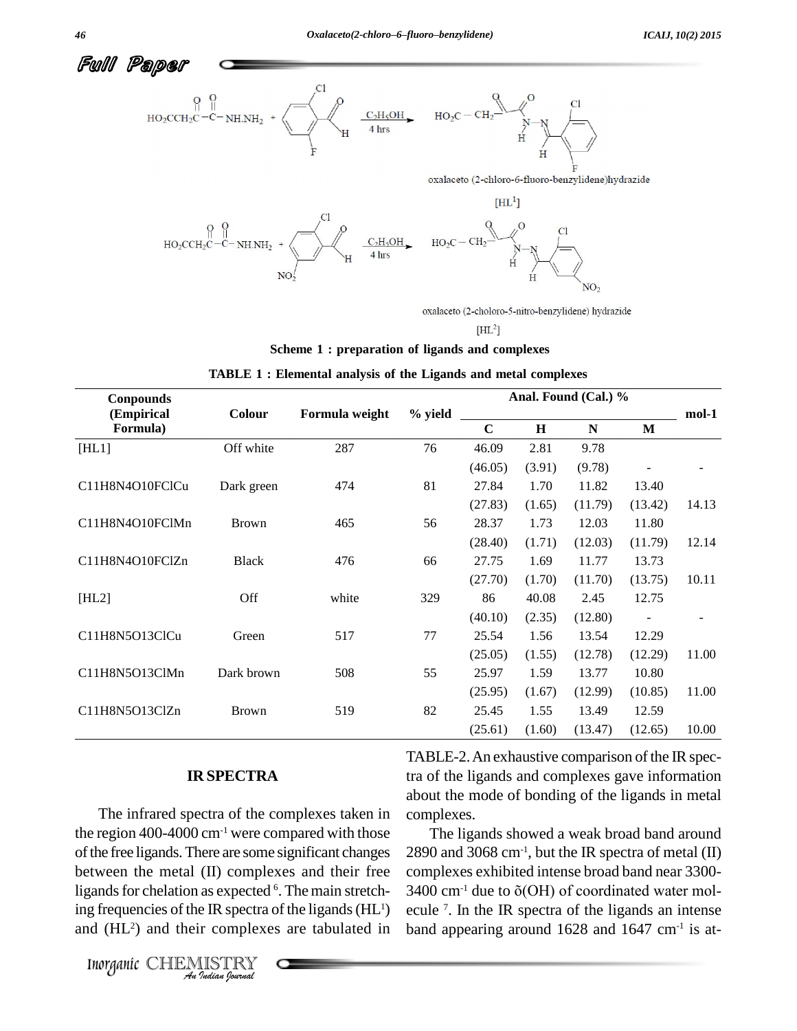oxalaceto (2-chloro-6-fluoro-benzylidene)hydrazide

[$HL^1$]

oxalaceto (2-choloro-5-nitro-benzylidene) hydrazide

[$HL^2$]

**Scheme 1 : preparation of ligands and complexes**

**TABLE 1 : Elemental analysis of the Ligands and metal complexes**

| Conpounds (Empirical Formula) | Colour | Formula weight | % yield | Anal. Found (Cal.) % | | | | mol-1 |
|---|---|---|---|---|---|---|---|---|
| | | | | C | H | N | M | |
| [HL1] | Off white | 287 | 76 | 46.09 | 2.81 | 9.78 | | |
| | | | | (46.05) | (3.91) | (9.78) | - | - |
| C11H8N4O10FClCu | Dark green | 474 | 81 | 27.84 | 1.70 | 11.82 | 13.40 | |
| | | | | (27.83) | (1.65) | (11.79) | (13.42) | 14.13 |
| C11H8N4O10FClMn | Brown | 465 | 56 | 28.37 | 1.73 | 12.03 | 11.80 | |
| | | | | (28.40) | (1.71) | (12.03) | (11.79) | 12.14 |
| C11H8N4O10FClZn | Black | 476 | 66 | 27.75 | 1.69 | 11.77 | 13.73 | |
| | | | | (27.70) | (1.70) | (11.70) | (13.75) | 10.11 |
| [HL2] | Off | white | 329 | 86 | 40.08 | 2.45 | 12.75 | |
| | | | | (40.10) | (2.35) | (12.80) | - | - |
| C11H8N5O13ClCu | Green | 517 | 77 | 25.54 | 1.56 | 13.54 | 12.29 | |
| | | | | (25.05) | (1.55) | (12.78) | (12.29) | 11.00 |
| C11H8N5O13ClMn | Dark brown | 508 | 55 | 25.97 | 1.59 | 13.77 | 10.80 | |
| | | | | (25.95) | (1.67) | (12.99) | (10.85) | 11.00 |
| C11H8N5O13ClZn | Brown | 519 | 82 | 25.45 | 1.55 | 13.49 | 12.59 | |
| | | | | (25.61) | (1.60) | (13.47) | (12.65) | 10.00 |

## IR SPECTRA

The infrared spectra of the complexes taken in the region 400-4000 $cm^{-1}$ were compared with those of the free ligands. There are some significant changes between the metal (II) complexes and their free ligands for chelation as expected [6]. The main stretching frequencies of the IR spectra of the ligands ($HL^1$) and ($HL^2$) and their complexes are tabulated in TABLE-2. An exhaustive comparison of the IR spectra of the ligands and complexes gave information about the mode of bonding of the ligands in metal complexes.

The ligands showed a weak broad band around 2890 and 3068 $cm^{-1}$, but the IR spectra of metal (II) complexes exhibited intense broad band near 3300-3400 $cm^{-1}$ due to δ(OH) of coordinated water molecule [7]. In the IR spectra of the ligands an intense band appearing around 1628 and 1647 $cm^{-1}$ is at-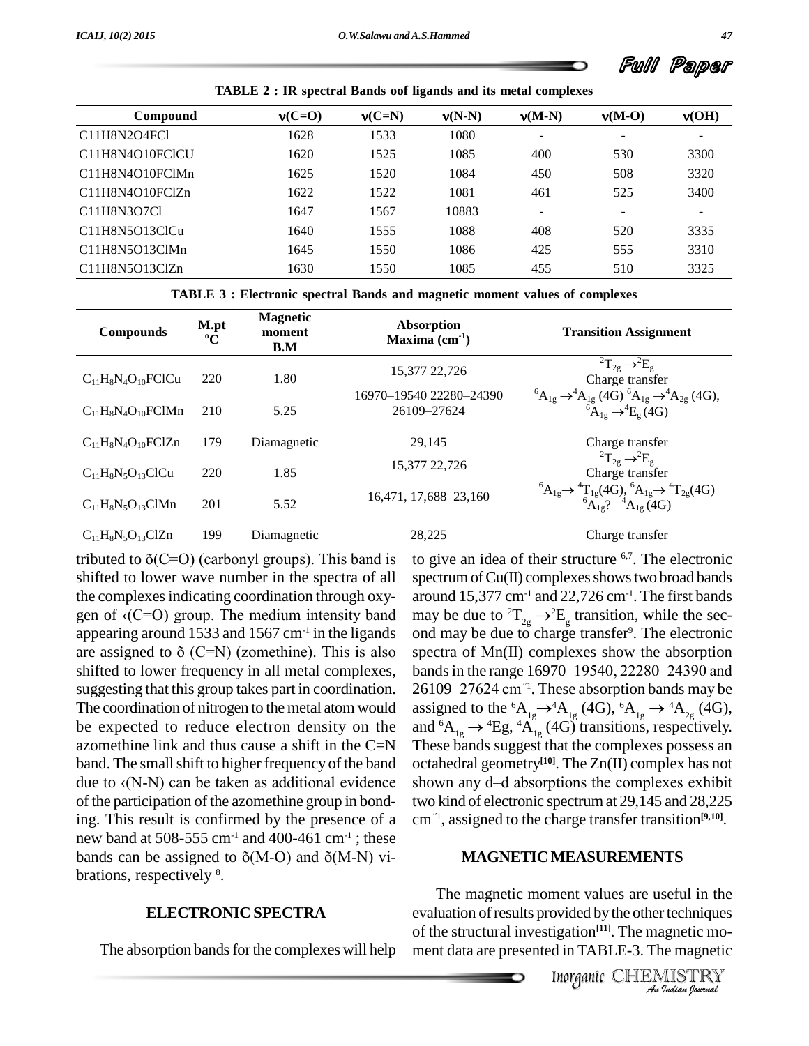TABLE 2 : IR spectral Bands oof ligands and its metal complexes

| Compound | ν(C=O) | ν(C=N) | ν(N-N) | ν(M-N) | ν(M-O) | ν(OH) |
|---|---|---|---|---|---|---|
| C11H8N2O4FCl | 1628 | 1533 | 1080 | - | - | - |
| C11H8N4O10FClCU | 1620 | 1525 | 1085 | 400 | 530 | 3300 |
| C11H8N4O10FClMn | 1625 | 1520 | 1084 | 450 | 508 | 3320 |
| C11H8N4O10FClZn | 1622 | 1522 | 1081 | 461 | 525 | 3400 |
| C11H8N3O7Cl | 1647 | 1567 | 10883 | - | - | - |
| C11H8N5O13ClCu | 1640 | 1555 | 1088 | 408 | 520 | 3335 |
| C11H8N5O13ClMn | 1645 | 1550 | 1086 | 425 | 555 | 3310 |
| C11H8N5O13ClZn | 1630 | 1550 | 1085 | 455 | 510 | 3325 |

TABLE 3 : Electronic spectral Bands and magnetic moment values of complexes

| Compounds | M.pt °C | Magnetic moment B.M | Absorption Maxima ($cm^{-1}$) | Transition Assignment |
|---|---|---|---|---|
| $C_{11}H_8N_4O_{10}FClCu$ | 220 | 1.80 | 15,377 22,726 | $^2T_{2g} \rightarrow ^2E_g$ Charge transfer |
| $C_{11}H_8N_4O_{10}FClMn$ | 210 | 5.25 | 16970–19540 22280–24390 26109–27624 | $^6A_{1g} \rightarrow ^4A_{1g}$ (4G) $^6A_{1g} \rightarrow ^4A_{2g}$ (4G), $^6A_{1g} \rightarrow ^4E_g$ (4G) |
| $C_{11}H_8N_4O_{10}FClZn$ | 179 | Diamagnetic | 29,145 | Charge transfer |
| $C_{11}H_8N_5O_{13}ClCu$ | 220 | 1.85 | 15,377 22,726 | $^2T_{2g} \rightarrow ^2E_g$ Charge transfer |
| $C_{11}H_8N_5O_{13}ClMn$ | 201 | 5.52 | 16,471, 17,688 23,160 | $^6A_{1g} \rightarrow ^4T_{1g}$(4G), $^6A_{1g} \rightarrow ^4T_{2g}$(4G) $^6A_{1g}$? $^4A_{1g}$ (4G) |
| $C_{11}H_8N_5O_{13}ClZn$ | 199 | Diamagnetic | 28,225 | Charge transfer |

tributed to δ(C=O) (carbonyl groups). This band is shifted to lower wave number in the spectra of all the complexes indicating coordination through oxygen of ‹(C=O) group. The medium intensity band appearing around 1533 and 1567 $cm^{-1}$ in the ligands are assigned to δ (C=N) (zomethine). This is also shifted to lower frequency in all metal complexes, suggesting that this group takes part in coordination. The coordination of nitrogen to the metal atom would be expected to reduce electron density on the azomethine link and thus cause a shift in the C=N band. The small shift to higher frequency of the band due to ‹(N-N) can be taken as additional evidence of the participation of the azomethine group in bonding. This result is confirmed by the presence of a new band at 508-555 $cm^{-1}$ and 400-461 $cm^{-1}$ ; these bands can be assigned to δ(M-O) and δ(M-N) vibrations, respectively [8].

## ELECTRONIC SPECTRA

The absorption bands for the complexes will help to give an idea of their structure [6,7]. The electronic spectrum of Cu(II) complexes shows two broad bands around 15,377 $cm^{-1}$ and 22,726 $cm^{-1}$. The first bands may be due to $^2T_{2g} \rightarrow ^2E_g$ transition, while the second may be due to charge transfer[9]. The electronic spectra of Mn(II) complexes show the absorption bands in the range 16970–19540, 22280–24390 and 26109–27624 $cm^{-1}$. These absorption bands may be assigned to the $^6A_{1g} \rightarrow ^4A_{1g}$ (4G), $^6A_{1g} \rightarrow ^4A_{2g}$ (4G), and $^6A_{1g} \rightarrow ^4Eg$, $^4A_{1g}$ (4G) transitions, respectively. These bands suggest that the complexes possess an octahedral geometry[10]. The Zn(II) complex has not shown any d–d absorptions the complexes exhibit two kind of electronic spectrum at 29,145 and 28,225 $cm^{-1}$, assigned to the charge transfer transition[9,10].

## MAGNETIC MEASUREMENTS

The magnetic moment values are useful in the evaluation of results provided by the other techniques of the structural investigation[11]. The magnetic moment data are presented in TABLE-3. The magnetic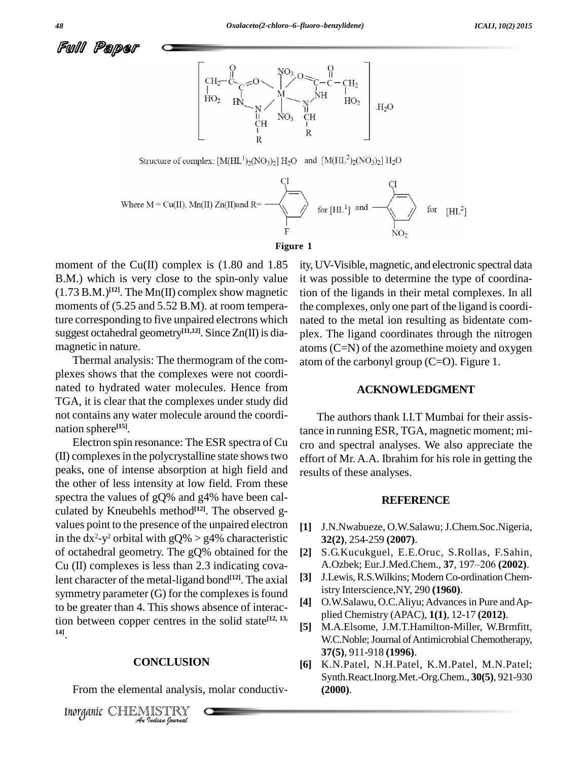Structure of complex: $[M(HL^1)_2(NO_3)_2]\ H_2O$ and $[M(HL^2)_2(NO_3)_2]\ H_2O$

Where M = Cu(II), Mn(II) Zn(II) and R = (2-chloro-6-fluorophenyl) for $[HL^1]$ and (2-chloro-6-nitrophenyl) for $[HL^2]$

**Figure 1**

moment of the Cu(II) complex is (1.80 and 1.85 B.M.) which is very close to the spin-only value (1.73 B.M.)[12]. The Mn(II) complex show magnetic moments of (5.25 and 5.52 B.M). at room temperature corresponding to five unpaired electrons which suggest octahedral geometry[11,12]. Since Zn(II) is diamagnetic in nature.

Thermal analysis: The thermogram of the complexes shows that the complexes were not coordinated to hydrated water molecules. Hence from TGA, it is clear that the complexes under study did not contains any water molecule around the coordination sphere[15].

Electron spin resonance: The ESR spectra of Cu (II) complexes in the polycrystalline state shows two peaks, one of intense absorption at high field and the other of less intensity at low field. From these spectra the values of gQ% and g4% have been calculated by Kneubehls method[12]. The observed g-values point to the presence of the unpaired electron in the $dx^2$-$y^2$ orbital with gQ% > g4% characteristic of octahedral geometry. The gQ% obtained for the Cu (II) complexes is less than 2.3 indicating covalent character of the metal-ligand bond[12]. The axial symmetry parameter (G) for the complexes is found to be greater than 4. This shows absence of interaction between copper centres in the solid state[12, 13, 14].

## CONCLUSION

From the elemental analysis, molar conductivity, UV-Visible, magnetic, and electronic spectral data it was possible to determine the type of coordination of the ligands in their metal complexes. In all the complexes, only one part of the ligand is coordinated to the metal ion resulting as bidentate complex. The ligand coordinates through the nitrogen atoms (C=N) of the azomethine moiety and oxygen atom of the carbonyl group (C=O). Figure 1.

## ACKNOWLEDGMENT

The authors thank I.I.T Mumbai for their assistance in running ESR, TGA, magnetic moment; micro and spectral analyses. We also appreciate the effort of Mr. A.A. Ibrahim for his role in getting the results of these analyses.

## REFERENCE

[1] J.N.Nwabueze, O.W.Salawu; J.Chem.Soc.Nigeria, **32(2)**, 254-259 **(2007)**.

[2] S.G.Kucukguel, E.E.Oruc, S.Rollas, F.Sahin, A.Ozbek; Eur.J.Med.Chem., **37**, 197–206 **(2002)**.

[3] J.Lewis, R.S.Wilkins; Modern Co-ordination Chemistry Interscience, NY, 290 **(1960)**.

[4] O.W.Salawu, O.C.Aliyu; Advances in Pure and Applied Chemistry (APAC), **1(1)**, 12-17 **(2012)**.

[5] M.A.Elsome, J.M.T.Hamilton-Miller, W.Brmfitt, W.C.Noble; Journal of Antimicrobial Chemotherapy, **37(5)**, 911-918 **(1996)**.

[6] K.N.Patel, N.H.Patel, K.M.Patel, M.N.Patel; Synth.React.Inorg.Met.-Org.Chem., **30(5)**, 921-930 **(2000)**.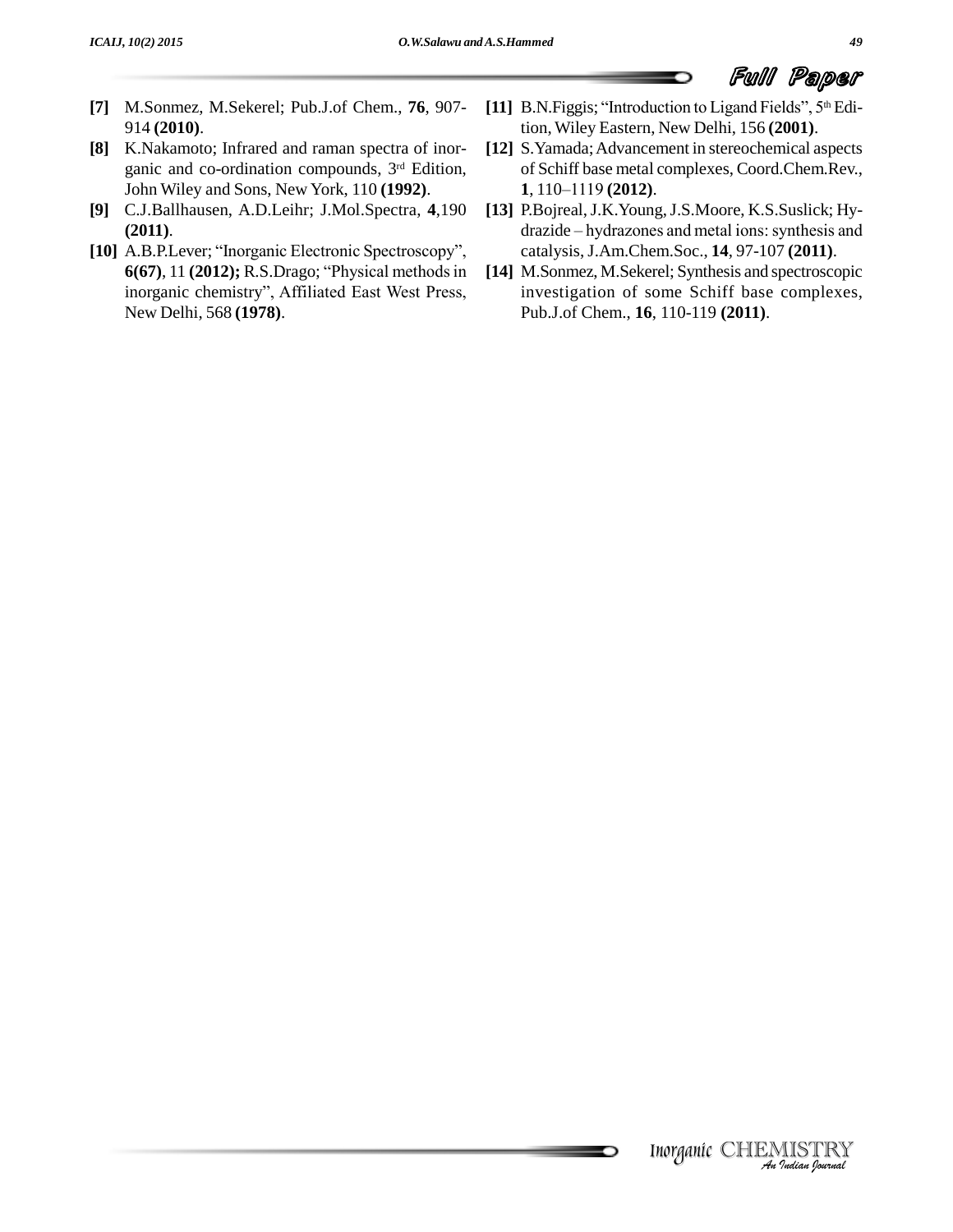[7] M.Sonmez, M.Sekerel; Pub.J.of Chem., **76**, 907-914 **(2010)**.

[8] K.Nakamoto; Infrared and raman spectra of inorganic and co-ordination compounds, 3rd Edition, John Wiley and Sons, New York, 110 **(1992)**.

[9] C.J.Ballhausen, A.D.Leihr; J.Mol.Spectra, **4**,190 **(2011)**.

[10] A.B.P.Lever; "Inorganic Electronic Spectroscopy", **6(67)**, 11 **(2012);** R.S.Drago; "Physical methods in inorganic chemistry", Affiliated East West Press, New Delhi, 568 **(1978)**.

[11] B.N.Figgis; "Introduction to Ligand Fields", 5th Edition, Wiley Eastern, New Delhi, 156 **(2001)**.

[12] S.Yamada; Advancement in stereochemical aspects of Schiff base metal complexes, Coord.Chem.Rev., **1**, 110–1119 **(2012)**.

[13] P.Bojreal, J.K.Young, J.S.Moore, K.S.Suslick; Hydrazide – hydrazones and metal ions: synthesis and catalysis, J.Am.Chem.Soc., **14**, 97-107 **(2011)**.

[14] M.Sonmez, M.Sekerel; Synthesis and spectroscopic investigation of some Schiff base complexes, Pub.J.of Chem., **16**, 110-119 **(2011)**.